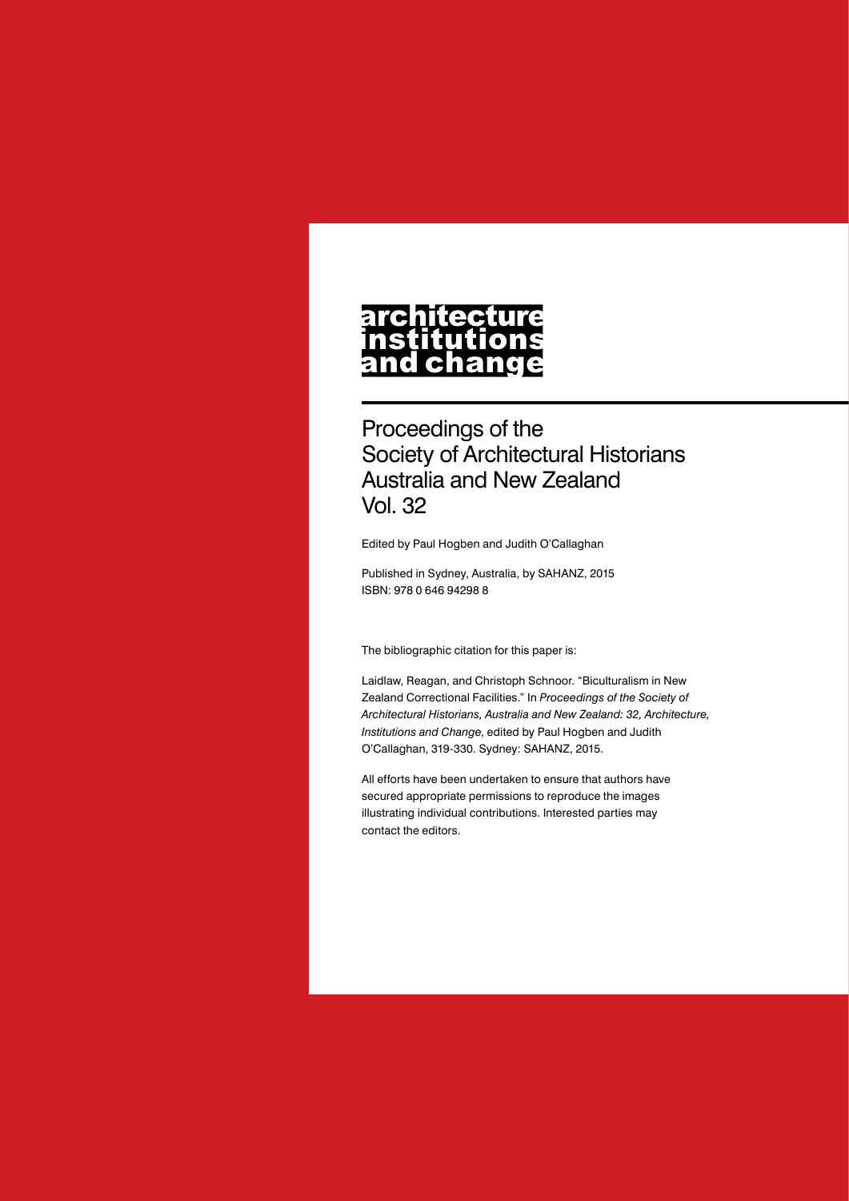# architecture institutions and change

## Proceedings of the Society of Architectural Historians Australia and New Zealand Vol. 32

Edited by Paul Hogben and Judith O'Callaghan

Published in Sydney, Australia, by SAHANZ, 2015
ISBN: 978 0 646 94298 8

The bibliographic citation for this paper is:

Laidlaw, Reagan, and Christoph Schnoor. "Biculturalism in New Zealand Correctional Facilities." In *Proceedings of the Society of Architectural Historians, Australia and New Zealand: 32, Architecture, Institutions and Change*, edited by Paul Hogben and Judith O'Callaghan, 319-330. Sydney: SAHANZ, 2015.

All efforts have been undertaken to ensure that authors have secured appropriate permissions to reproduce the images illustrating individual contributions. Interested parties may contact the editors.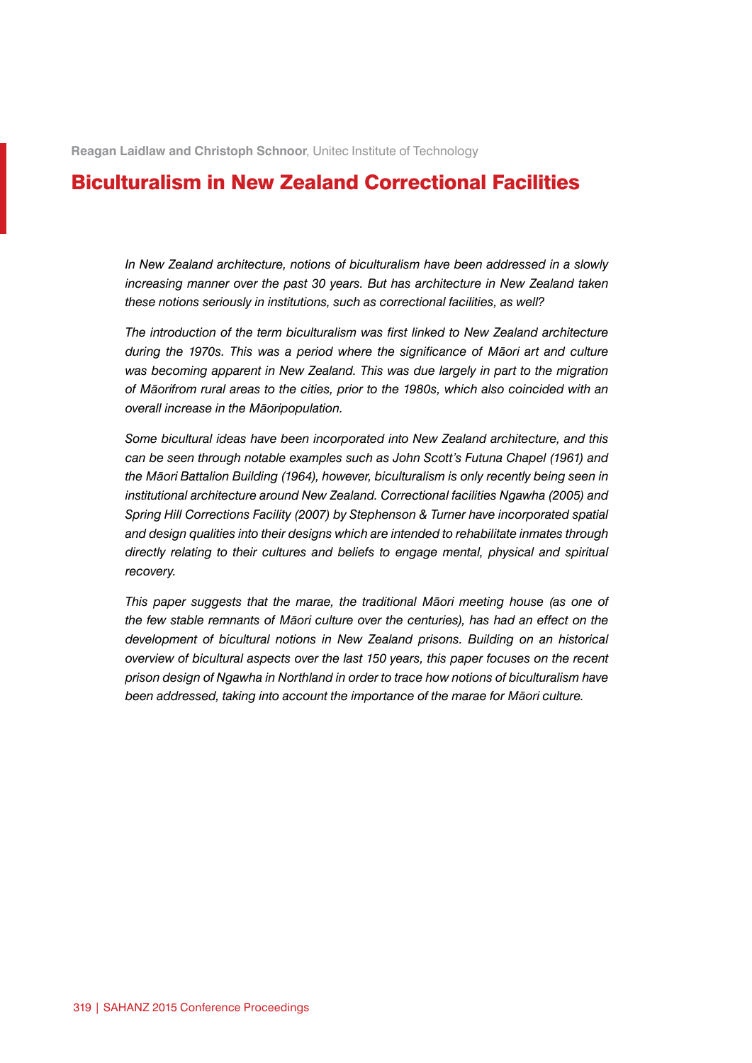**Reagan Laidlaw and Christoph Schnoor**, Unitec Institute of Technology

# Biculturalism in New Zealand Correctional Facilities

*In New Zealand architecture, notions of biculturalism have been addressed in a slowly increasing manner over the past 30 years. But has architecture in New Zealand taken these notions seriously in institutions, such as correctional facilities, as well?*

*The introduction of the term biculturalism was first linked to New Zealand architecture during the 1970s. This was a period where the significance of Māori art and culture was becoming apparent in New Zealand. This was due largely in part to the migration of Māorifrom rural areas to the cities, prior to the 1980s, which also coincided with an overall increase in the Māoripopulation.*

*Some bicultural ideas have been incorporated into New Zealand architecture, and this can be seen through notable examples such as John Scott's Futuna Chapel (1961) and the Māori Battalion Building (1964), however, biculturalism is only recently being seen in institutional architecture around New Zealand. Correctional facilities Ngawha (2005) and Spring Hill Corrections Facility (2007) by Stephenson & Turner have incorporated spatial and design qualities into their designs which are intended to rehabilitate inmates through directly relating to their cultures and beliefs to engage mental, physical and spiritual recovery.*

*This paper suggests that the marae, the traditional Māori meeting house (as one of the few stable remnants of Māori culture over the centuries), has had an effect on the development of bicultural notions in New Zealand prisons. Building on an historical overview of bicultural aspects over the last 150 years, this paper focuses on the recent prison design of Ngawha in Northland in order to trace how notions of biculturalism have been addressed, taking into account the importance of the marae for Māori culture.*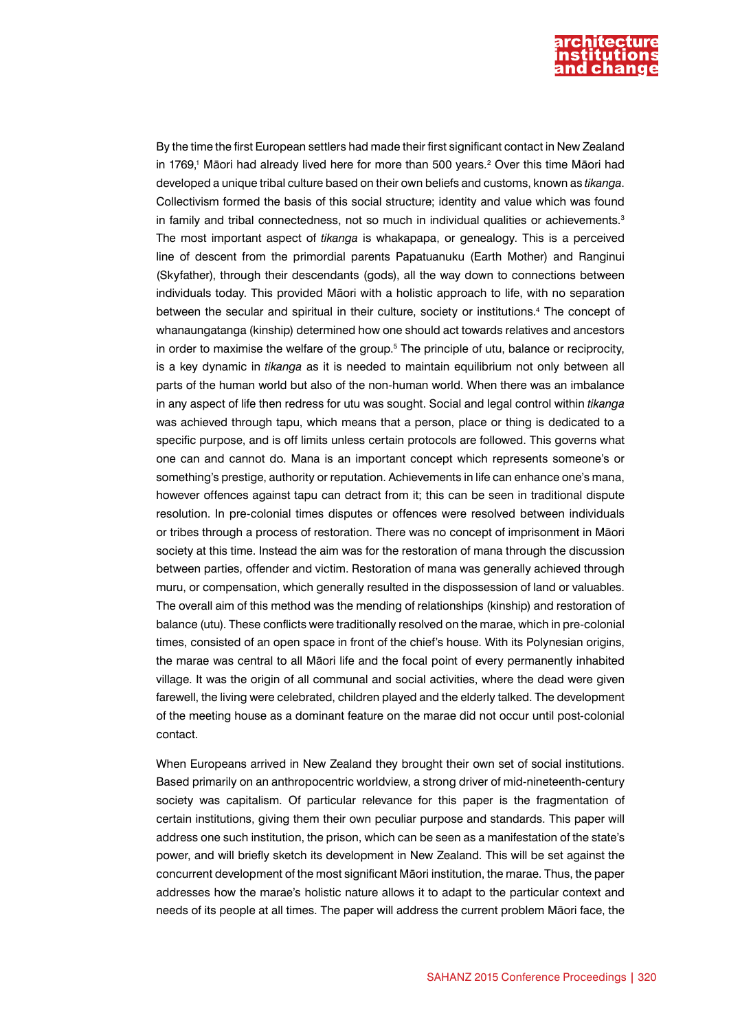By the time the first European settlers had made their first significant contact in New Zealand in 1769,[1] Māori had already lived here for more than 500 years.[2] Over this time Māori had developed a unique tribal culture based on their own beliefs and customs, known as *tikanga*. Collectivism formed the basis of this social structure; identity and value which was found in family and tribal connectedness, not so much in individual qualities or achievements.[3] The most important aspect of *tikanga* is whakapapa, or genealogy. This is a perceived line of descent from the primordial parents Papatuanuku (Earth Mother) and Ranginui (Skyfather), through their descendants (gods), all the way down to connections between individuals today. This provided Māori with a holistic approach to life, with no separation between the secular and spiritual in their culture, society or institutions.[4] The concept of whanaungatanga (kinship) determined how one should act towards relatives and ancestors in order to maximise the welfare of the group.[5] The principle of utu, balance or reciprocity, is a key dynamic in *tikanga* as it is needed to maintain equilibrium not only between all parts of the human world but also of the non-human world. When there was an imbalance in any aspect of life then redress for utu was sought. Social and legal control within *tikanga* was achieved through tapu, which means that a person, place or thing is dedicated to a specific purpose, and is off limits unless certain protocols are followed. This governs what one can and cannot do. Mana is an important concept which represents someone's or something's prestige, authority or reputation. Achievements in life can enhance one's mana, however offences against tapu can detract from it; this can be seen in traditional dispute resolution. In pre-colonial times disputes or offences were resolved between individuals or tribes through a process of restoration. There was no concept of imprisonment in Māori society at this time. Instead the aim was for the restoration of mana through the discussion between parties, offender and victim. Restoration of mana was generally achieved through muru, or compensation, which generally resulted in the dispossession of land or valuables. The overall aim of this method was the mending of relationships (kinship) and restoration of balance (utu). These conflicts were traditionally resolved on the marae, which in pre-colonial times, consisted of an open space in front of the chief's house. With its Polynesian origins, the marae was central to all Māori life and the focal point of every permanently inhabited village. It was the origin of all communal and social activities, where the dead were given farewell, the living were celebrated, children played and the elderly talked. The development of the meeting house as a dominant feature on the marae did not occur until post-colonial contact.

When Europeans arrived in New Zealand they brought their own set of social institutions. Based primarily on an anthropocentric worldview, a strong driver of mid-nineteenth-century society was capitalism. Of particular relevance for this paper is the fragmentation of certain institutions, giving them their own peculiar purpose and standards. This paper will address one such institution, the prison, which can be seen as a manifestation of the state's power, and will briefly sketch its development in New Zealand. This will be set against the concurrent development of the most significant Māori institution, the marae. Thus, the paper addresses how the marae's holistic nature allows it to adapt to the particular context and needs of its people at all times. The paper will address the current problem Māori face, the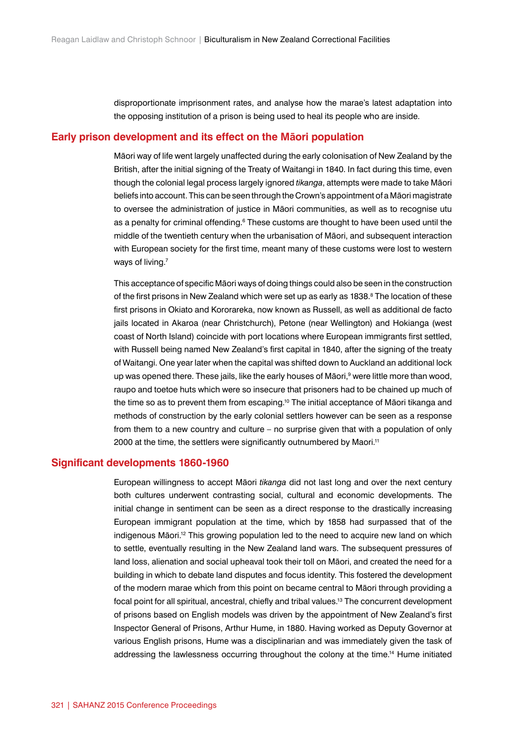disproportionate imprisonment rates, and analyse how the marae's latest adaptation into the opposing institution of a prison is being used to heal its people who are inside.

## Early prison development and its effect on the Māori population

Māori way of life went largely unaffected during the early colonisation of New Zealand by the British, after the initial signing of the Treaty of Waitangi in 1840. In fact during this time, even though the colonial legal process largely ignored *tikanga*, attempts were made to take Māori beliefs into account. This can be seen through the Crown's appointment of a Māori magistrate to oversee the administration of justice in Māori communities, as well as to recognise utu as a penalty for criminal offending.[6] These customs are thought to have been used until the middle of the twentieth century when the urbanisation of Māori, and subsequent interaction with European society for the first time, meant many of these customs were lost to western ways of living.[7]

This acceptance of specific Māori ways of doing things could also be seen in the construction of the first prisons in New Zealand which were set up as early as 1838.[8] The location of these first prisons in Okiato and Kororareka, now known as Russell, as well as additional de facto jails located in Akaroa (near Christchurch), Petone (near Wellington) and Hokianga (west coast of North Island) coincide with port locations where European immigrants first settled, with Russell being named New Zealand's first capital in 1840, after the signing of the treaty of Waitangi. One year later when the capital was shifted down to Auckland an additional lock up was opened there. These jails, like the early houses of Māori,[9] were little more than wood, raupo and toetoe huts which were so insecure that prisoners had to be chained up much of the time so as to prevent them from escaping.[10] The initial acceptance of Māori tikanga and methods of construction by the early colonial settlers however can be seen as a response from them to a new country and culture – no surprise given that with a population of only 2000 at the time, the settlers were significantly outnumbered by Maori.[11]

## Significant developments 1860-1960

European willingness to accept Māori *tikanga* did not last long and over the next century both cultures underwent contrasting social, cultural and economic developments. The initial change in sentiment can be seen as a direct response to the drastically increasing European immigrant population at the time, which by 1858 had surpassed that of the indigenous Māori.[12] This growing population led to the need to acquire new land on which to settle, eventually resulting in the New Zealand land wars. The subsequent pressures of land loss, alienation and social upheaval took their toll on Māori, and created the need for a building in which to debate land disputes and focus identity. This fostered the development of the modern marae which from this point on became central to Māori through providing a focal point for all spiritual, ancestral, chiefly and tribal values.[13] The concurrent development of prisons based on English models was driven by the appointment of New Zealand's first Inspector General of Prisons, Arthur Hume, in 1880. Having worked as Deputy Governor at various English prisons, Hume was a disciplinarian and was immediately given the task of addressing the lawlessness occurring throughout the colony at the time.[14] Hume initiated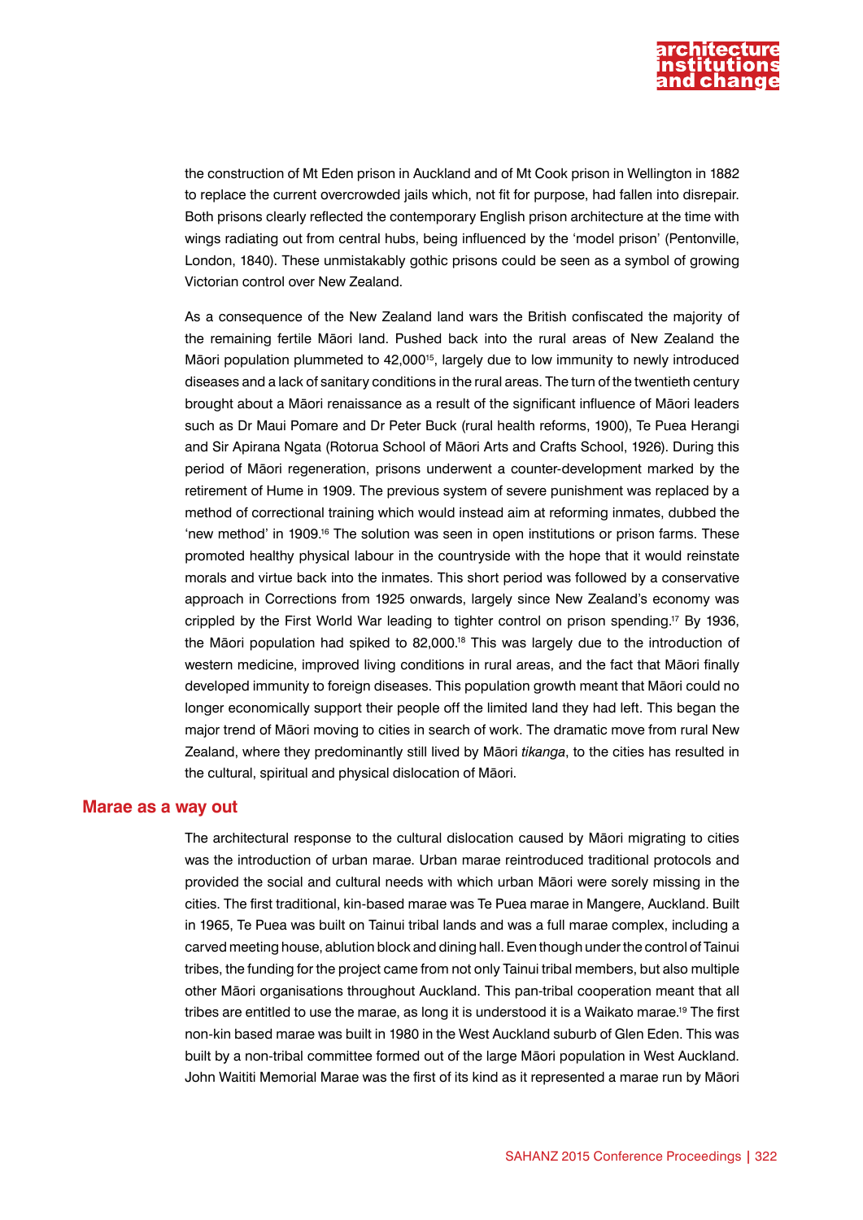the construction of Mt Eden prison in Auckland and of Mt Cook prison in Wellington in 1882 to replace the current overcrowded jails which, not fit for purpose, had fallen into disrepair. Both prisons clearly reflected the contemporary English prison architecture at the time with wings radiating out from central hubs, being influenced by the 'model prison' (Pentonville, London, 1840). These unmistakably gothic prisons could be seen as a symbol of growing Victorian control over New Zealand.

As a consequence of the New Zealand land wars the British confiscated the majority of the remaining fertile Māori land. Pushed back into the rural areas of New Zealand the Māori population plummeted to 42,000[15], largely due to low immunity to newly introduced diseases and a lack of sanitary conditions in the rural areas. The turn of the twentieth century brought about a Māori renaissance as a result of the significant influence of Māori leaders such as Dr Maui Pomare and Dr Peter Buck (rural health reforms, 1900), Te Puea Herangi and Sir Apirana Ngata (Rotorua School of Māori Arts and Crafts School, 1926). During this period of Māori regeneration, prisons underwent a counter-development marked by the retirement of Hume in 1909. The previous system of severe punishment was replaced by a method of correctional training which would instead aim at reforming inmates, dubbed the 'new method' in 1909.[16] The solution was seen in open institutions or prison farms. These promoted healthy physical labour in the countryside with the hope that it would reinstate morals and virtue back into the inmates. This short period was followed by a conservative approach in Corrections from 1925 onwards, largely since New Zealand's economy was crippled by the First World War leading to tighter control on prison spending.[17] By 1936, the Māori population had spiked to 82,000.[18] This was largely due to the introduction of western medicine, improved living conditions in rural areas, and the fact that Māori finally developed immunity to foreign diseases. This population growth meant that Māori could no longer economically support their people off the limited land they had left. This began the major trend of Māori moving to cities in search of work. The dramatic move from rural New Zealand, where they predominantly still lived by Māori *tikanga*, to the cities has resulted in the cultural, spiritual and physical dislocation of Māori.

## Marae as a way out

The architectural response to the cultural dislocation caused by Māori migrating to cities was the introduction of urban marae. Urban marae reintroduced traditional protocols and provided the social and cultural needs with which urban Māori were sorely missing in the cities. The first traditional, kin-based marae was Te Puea marae in Mangere, Auckland. Built in 1965, Te Puea was built on Tainui tribal lands and was a full marae complex, including a carved meeting house, ablution block and dining hall. Even though under the control of Tainui tribes, the funding for the project came from not only Tainui tribal members, but also multiple other Māori organisations throughout Auckland. This pan-tribal cooperation meant that all tribes are entitled to use the marae, as long it is understood it is a Waikato marae.[19] The first non-kin based marae was built in 1980 in the West Auckland suburb of Glen Eden. This was built by a non-tribal committee formed out of the large Māori population in West Auckland. John Waititi Memorial Marae was the first of its kind as it represented a marae run by Māori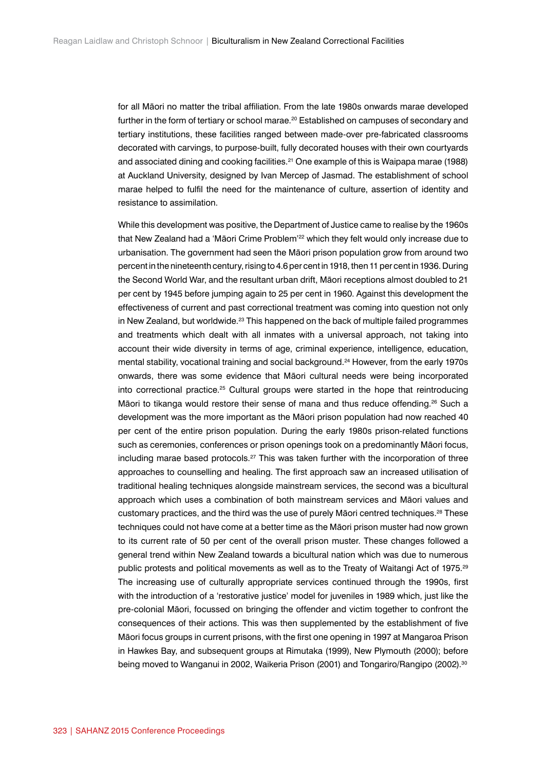for all Māori no matter the tribal affiliation. From the late 1980s onwards marae developed further in the form of tertiary or school marae.[20] Established on campuses of secondary and tertiary institutions, these facilities ranged between made-over pre-fabricated classrooms decorated with carvings, to purpose-built, fully decorated houses with their own courtyards and associated dining and cooking facilities.[21] One example of this is Waipapa marae (1988) at Auckland University, designed by Ivan Mercep of Jasmad. The establishment of school marae helped to fulfil the need for the maintenance of culture, assertion of identity and resistance to assimilation.

While this development was positive, the Department of Justice came to realise by the 1960s that New Zealand had a 'Māori Crime Problem'[22] which they felt would only increase due to urbanisation. The government had seen the Māori prison population grow from around two percent in the nineteenth century, rising to 4.6 per cent in 1918, then 11 per cent in 1936. During the Second World War, and the resultant urban drift, Māori receptions almost doubled to 21 per cent by 1945 before jumping again to 25 per cent in 1960. Against this development the effectiveness of current and past correctional treatment was coming into question not only in New Zealand, but worldwide.[23] This happened on the back of multiple failed programmes and treatments which dealt with all inmates with a universal approach, not taking into account their wide diversity in terms of age, criminal experience, intelligence, education, mental stability, vocational training and social background.[24] However, from the early 1970s onwards, there was some evidence that Māori cultural needs were being incorporated into correctional practice.[25] Cultural groups were started in the hope that reintroducing Māori to tikanga would restore their sense of mana and thus reduce offending.[26] Such a development was the more important as the Māori prison population had now reached 40 per cent of the entire prison population. During the early 1980s prison-related functions such as ceremonies, conferences or prison openings took on a predominantly Māori focus, including marae based protocols.[27] This was taken further with the incorporation of three approaches to counselling and healing. The first approach saw an increased utilisation of traditional healing techniques alongside mainstream services, the second was a bicultural approach which uses a combination of both mainstream services and Māori values and customary practices, and the third was the use of purely Māori centred techniques.[28] These techniques could not have come at a better time as the Māori prison muster had now grown to its current rate of 50 per cent of the overall prison muster. These changes followed a general trend within New Zealand towards a bicultural nation which was due to numerous public protests and political movements as well as to the Treaty of Waitangi Act of 1975.[29] The increasing use of culturally appropriate services continued through the 1990s, first with the introduction of a 'restorative justice' model for juveniles in 1989 which, just like the pre-colonial Māori, focussed on bringing the offender and victim together to confront the consequences of their actions. This was then supplemented by the establishment of five Māori focus groups in current prisons, with the first one opening in 1997 at Mangaroa Prison in Hawkes Bay, and subsequent groups at Rimutaka (1999), New Plymouth (2000); before being moved to Wanganui in 2002, Waikeria Prison (2001) and Tongariro/Rangipo (2002).[30]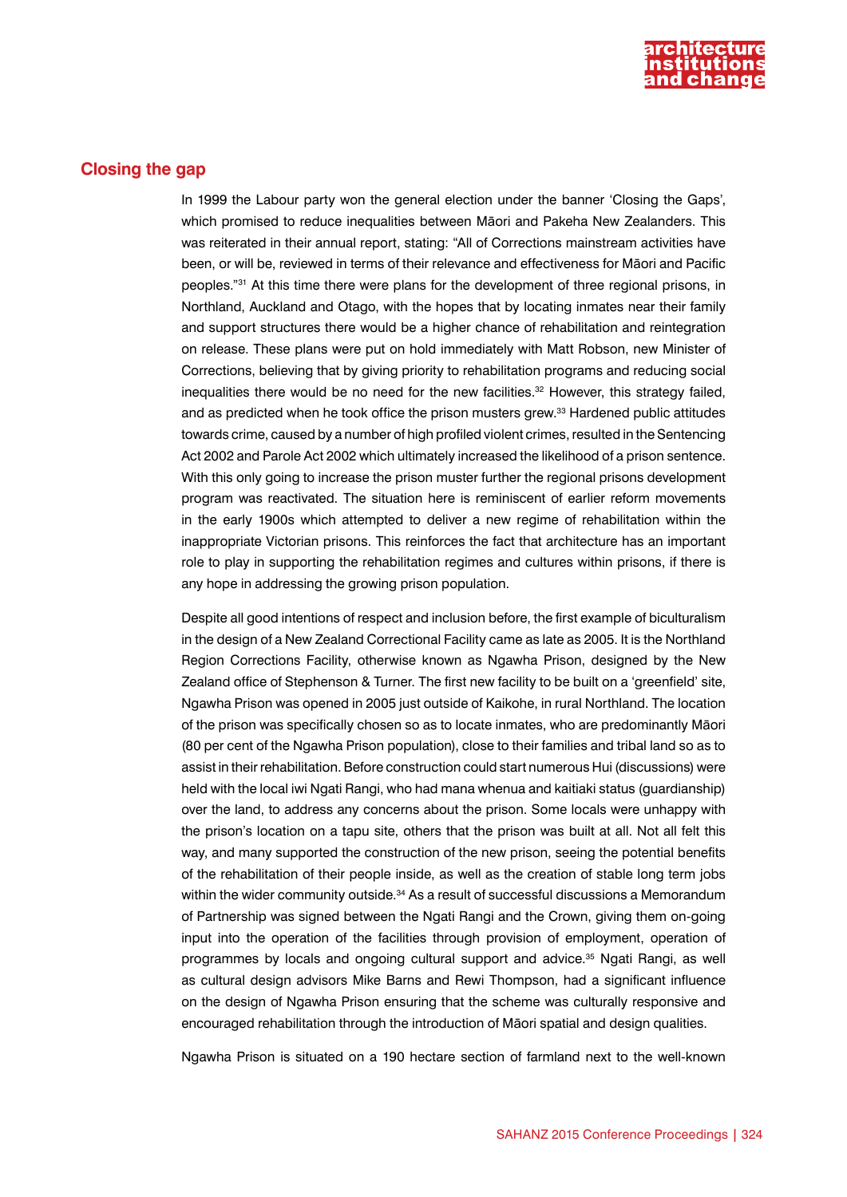## Closing the gap

In 1999 the Labour party won the general election under the banner 'Closing the Gaps', which promised to reduce inequalities between Māori and Pakeha New Zealanders. This was reiterated in their annual report, stating: "All of Corrections mainstream activities have been, or will be, reviewed in terms of their relevance and effectiveness for Māori and Pacific peoples."[31] At this time there were plans for the development of three regional prisons, in Northland, Auckland and Otago, with the hopes that by locating inmates near their family and support structures there would be a higher chance of rehabilitation and reintegration on release. These plans were put on hold immediately with Matt Robson, new Minister of Corrections, believing that by giving priority to rehabilitation programs and reducing social inequalities there would be no need for the new facilities.[32] However, this strategy failed, and as predicted when he took office the prison musters grew.[33] Hardened public attitudes towards crime, caused by a number of high profiled violent crimes, resulted in the Sentencing Act 2002 and Parole Act 2002 which ultimately increased the likelihood of a prison sentence. With this only going to increase the prison muster further the regional prisons development program was reactivated. The situation here is reminiscent of earlier reform movements in the early 1900s which attempted to deliver a new regime of rehabilitation within the inappropriate Victorian prisons. This reinforces the fact that architecture has an important role to play in supporting the rehabilitation regimes and cultures within prisons, if there is any hope in addressing the growing prison population.

Despite all good intentions of respect and inclusion before, the first example of biculturalism in the design of a New Zealand Correctional Facility came as late as 2005. It is the Northland Region Corrections Facility, otherwise known as Ngawha Prison, designed by the New Zealand office of Stephenson & Turner. The first new facility to be built on a 'greenfield' site, Ngawha Prison was opened in 2005 just outside of Kaikohe, in rural Northland. The location of the prison was specifically chosen so as to locate inmates, who are predominantly Māori (80 per cent of the Ngawha Prison population), close to their families and tribal land so as to assist in their rehabilitation. Before construction could start numerous Hui (discussions) were held with the local iwi Ngati Rangi, who had mana whenua and kaitiaki status (guardianship) over the land, to address any concerns about the prison. Some locals were unhappy with the prison's location on a tapu site, others that the prison was built at all. Not all felt this way, and many supported the construction of the new prison, seeing the potential benefits of the rehabilitation of their people inside, as well as the creation of stable long term jobs within the wider community outside.[34] As a result of successful discussions a Memorandum of Partnership was signed between the Ngati Rangi and the Crown, giving them on-going input into the operation of the facilities through provision of employment, operation of programmes by locals and ongoing cultural support and advice.[35] Ngati Rangi, as well as cultural design advisors Mike Barns and Rewi Thompson, had a significant influence on the design of Ngawha Prison ensuring that the scheme was culturally responsive and encouraged rehabilitation through the introduction of Māori spatial and design qualities.

Ngawha Prison is situated on a 190 hectare section of farmland next to the well-known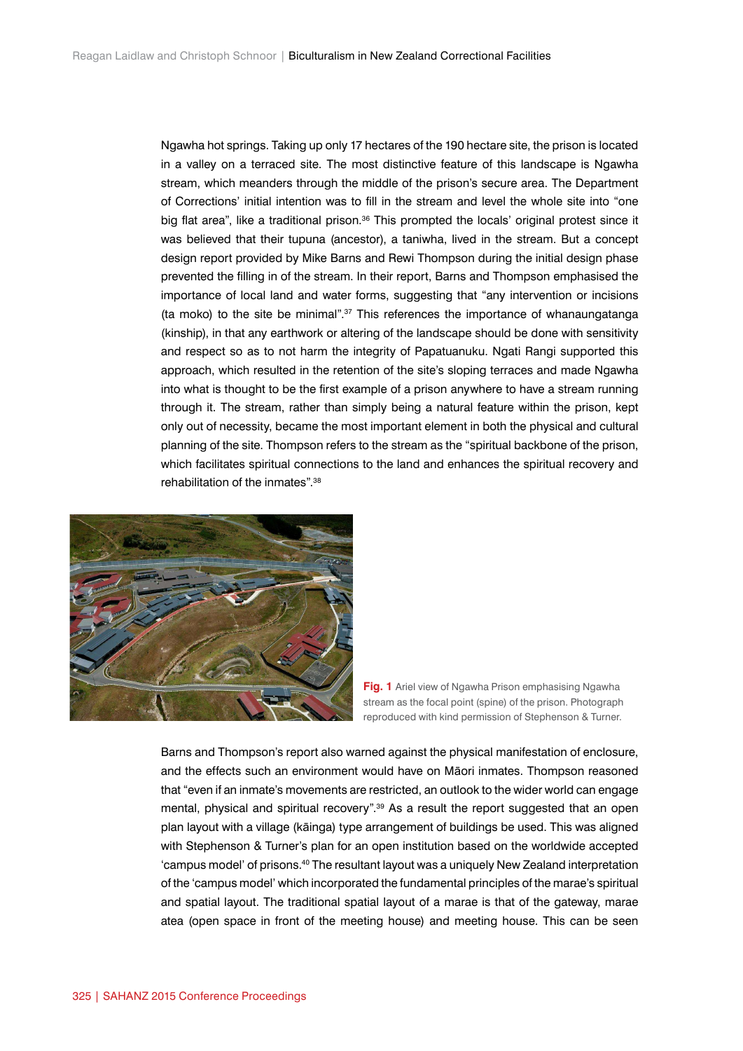Ngawha hot springs. Taking up only 17 hectares of the 190 hectare site, the prison is located in a valley on a terraced site. The most distinctive feature of this landscape is Ngawha stream, which meanders through the middle of the prison's secure area. The Department of Corrections' initial intention was to fill in the stream and level the whole site into "one big flat area", like a traditional prison.[36] This prompted the locals' original protest since it was believed that their tupuna (ancestor), a taniwha, lived in the stream. But a concept design report provided by Mike Barns and Rewi Thompson during the initial design phase prevented the filling in of the stream. In their report, Barns and Thompson emphasised the importance of local land and water forms, suggesting that "any intervention or incisions (ta moko) to the site be minimal".[37] This references the importance of whanaungatanga (kinship), in that any earthwork or altering of the landscape should be done with sensitivity and respect so as to not harm the integrity of Papatuanuku. Ngati Rangi supported this approach, which resulted in the retention of the site's sloping terraces and made Ngawha into what is thought to be the first example of a prison anywhere to have a stream running through it. The stream, rather than simply being a natural feature within the prison, kept only out of necessity, became the most important element in both the physical and cultural planning of the site. Thompson refers to the stream as the "spiritual backbone of the prison, which facilitates spiritual connections to the land and enhances the spiritual recovery and rehabilitation of the inmates".[38]

**Fig. 1** Ariel view of Ngawha Prison emphasising Ngawha stream as the focal point (spine) of the prison. Photograph reproduced with kind permission of Stephenson & Turner.

Barns and Thompson's report also warned against the physical manifestation of enclosure, and the effects such an environment would have on Māori inmates. Thompson reasoned that "even if an inmate's movements are restricted, an outlook to the wider world can engage mental, physical and spiritual recovery".[39] As a result the report suggested that an open plan layout with a village (kāinga) type arrangement of buildings be used. This was aligned with Stephenson & Turner's plan for an open institution based on the worldwide accepted 'campus model' of prisons.[40] The resultant layout was a uniquely New Zealand interpretation of the 'campus model' which incorporated the fundamental principles of the marae's spiritual and spatial layout. The traditional spatial layout of a marae is that of the gateway, marae atea (open space in front of the meeting house) and meeting house. This can be seen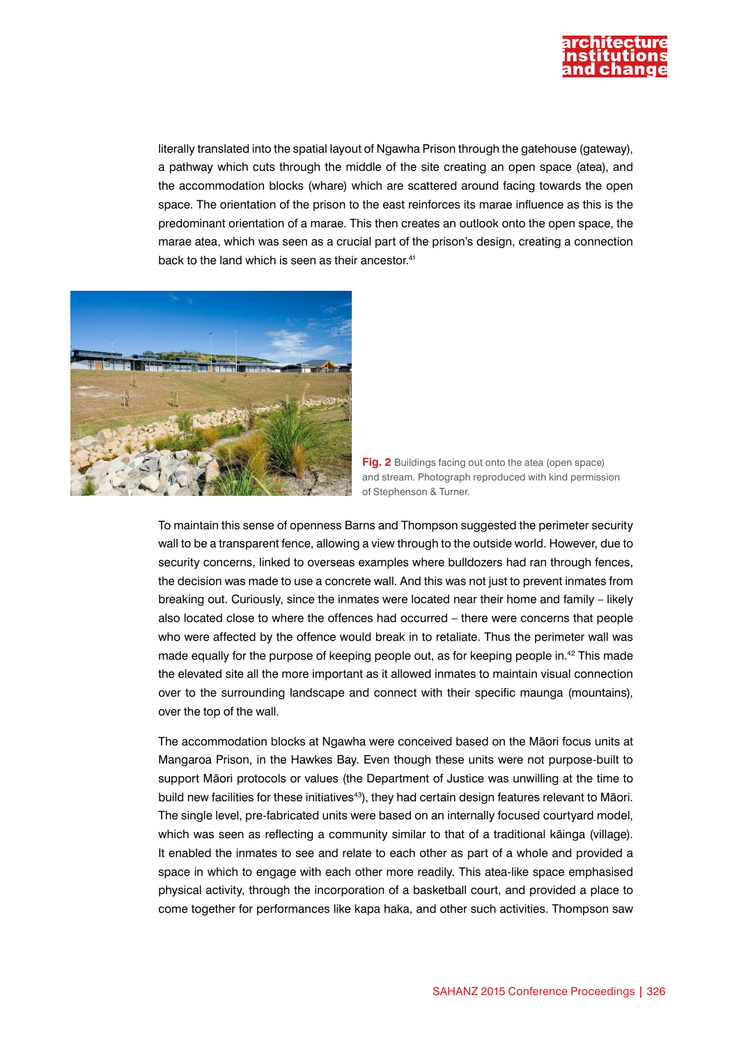literally translated into the spatial layout of Ngawha Prison through the gatehouse (gateway), a pathway which cuts through the middle of the site creating an open space (atea), and the accommodation blocks (whare) which are scattered around facing towards the open space. The orientation of the prison to the east reinforces its marae influence as this is the predominant orientation of a marae. This then creates an outlook onto the open space, the marae atea, which was seen as a crucial part of the prison's design, creating a connection back to the land which is seen as their ancestor.[41]

**Fig. 2** Buildings facing out onto the atea (open space) and stream. Photograph reproduced with kind permission of Stephenson & Turner.

To maintain this sense of openness Barns and Thompson suggested the perimeter security wall to be a transparent fence, allowing a view through to the outside world. However, due to security concerns, linked to overseas examples where bulldozers had ran through fences, the decision was made to use a concrete wall. And this was not just to prevent inmates from breaking out. Curiously, since the inmates were located near their home and family – likely also located close to where the offences had occurred – there were concerns that people who were affected by the offence would break in to retaliate. Thus the perimeter wall was made equally for the purpose of keeping people out, as for keeping people in.[42] This made the elevated site all the more important as it allowed inmates to maintain visual connection over to the surrounding landscape and connect with their specific maunga (mountains), over the top of the wall.

The accommodation blocks at Ngawha were conceived based on the Māori focus units at Mangaroa Prison, in the Hawkes Bay. Even though these units were not purpose-built to support Māori protocols or values (the Department of Justice was unwilling at the time to build new facilities for these initiatives[43]), they had certain design features relevant to Māori. The single level, pre-fabricated units were based on an internally focused courtyard model, which was seen as reflecting a community similar to that of a traditional kāinga (village). It enabled the inmates to see and relate to each other as part of a whole and provided a space in which to engage with each other more readily. This atea-like space emphasised physical activity, through the incorporation of a basketball court, and provided a place to come together for performances like kapa haka, and other such activities. Thompson saw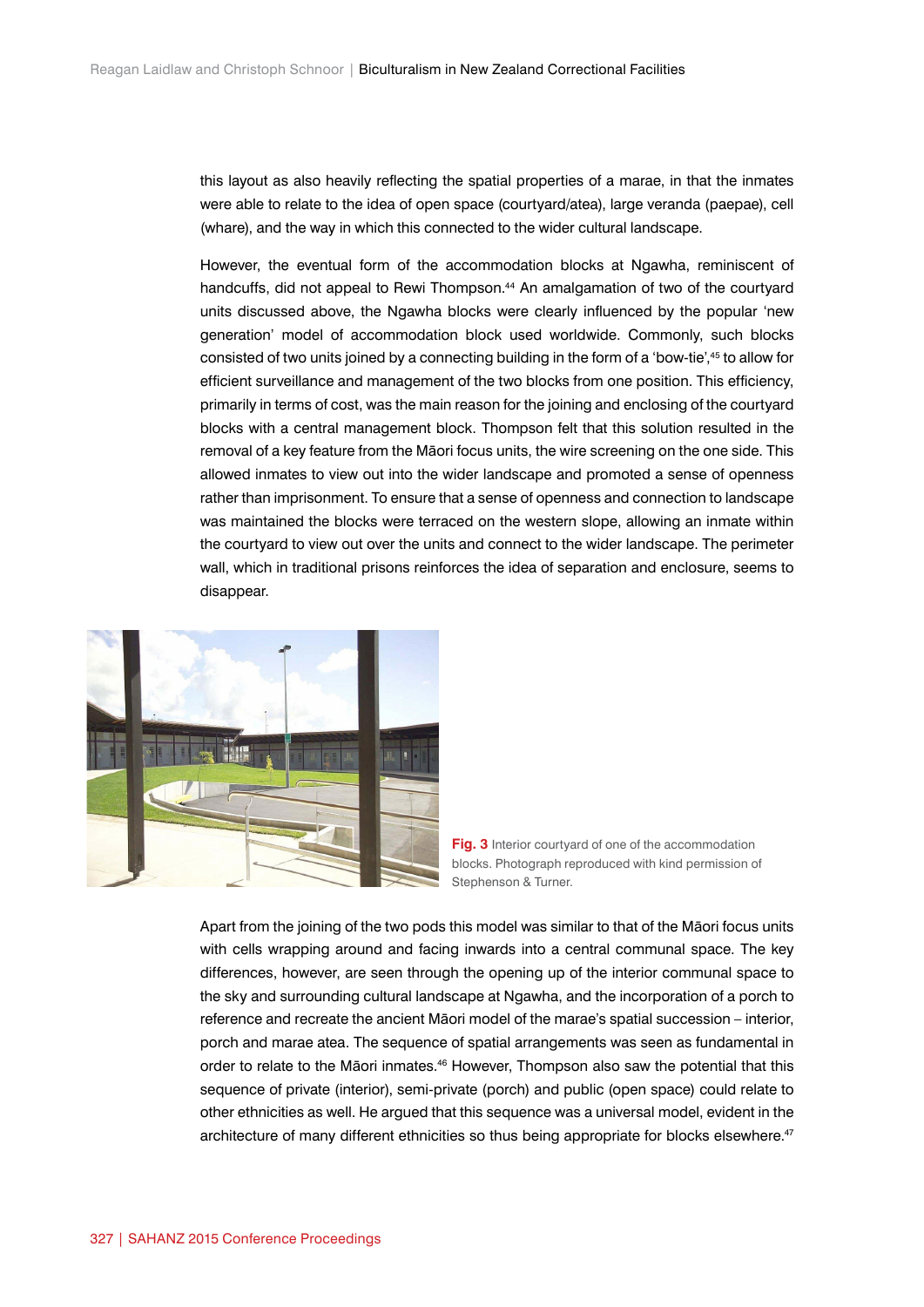this layout as also heavily reflecting the spatial properties of a marae, in that the inmates were able to relate to the idea of open space (courtyard/atea), large veranda (paepae), cell (whare), and the way in which this connected to the wider cultural landscape.

However, the eventual form of the accommodation blocks at Ngawha, reminiscent of handcuffs, did not appeal to Rewi Thompson.[44] An amalgamation of two of the courtyard units discussed above, the Ngawha blocks were clearly influenced by the popular 'new generation' model of accommodation block used worldwide. Commonly, such blocks consisted of two units joined by a connecting building in the form of a 'bow-tie',[45] to allow for efficient surveillance and management of the two blocks from one position. This efficiency, primarily in terms of cost, was the main reason for the joining and enclosing of the courtyard blocks with a central management block. Thompson felt that this solution resulted in the removal of a key feature from the Māori focus units, the wire screening on the one side. This allowed inmates to view out into the wider landscape and promoted a sense of openness rather than imprisonment. To ensure that a sense of openness and connection to landscape was maintained the blocks were terraced on the western slope, allowing an inmate within the courtyard to view out over the units and connect to the wider landscape. The perimeter wall, which in traditional prisons reinforces the idea of separation and enclosure, seems to disappear.

**Fig. 3** Interior courtyard of one of the accommodation blocks. Photograph reproduced with kind permission of Stephenson & Turner.

Apart from the joining of the two pods this model was similar to that of the Māori focus units with cells wrapping around and facing inwards into a central communal space. The key differences, however, are seen through the opening up of the interior communal space to the sky and surrounding cultural landscape at Ngawha, and the incorporation of a porch to reference and recreate the ancient Māori model of the marae's spatial succession – interior, porch and marae atea. The sequence of spatial arrangements was seen as fundamental in order to relate to the Māori inmates.[46] However, Thompson also saw the potential that this sequence of private (interior), semi-private (porch) and public (open space) could relate to other ethnicities as well. He argued that this sequence was a universal model, evident in the architecture of many different ethnicities so thus being appropriate for blocks elsewhere.[47]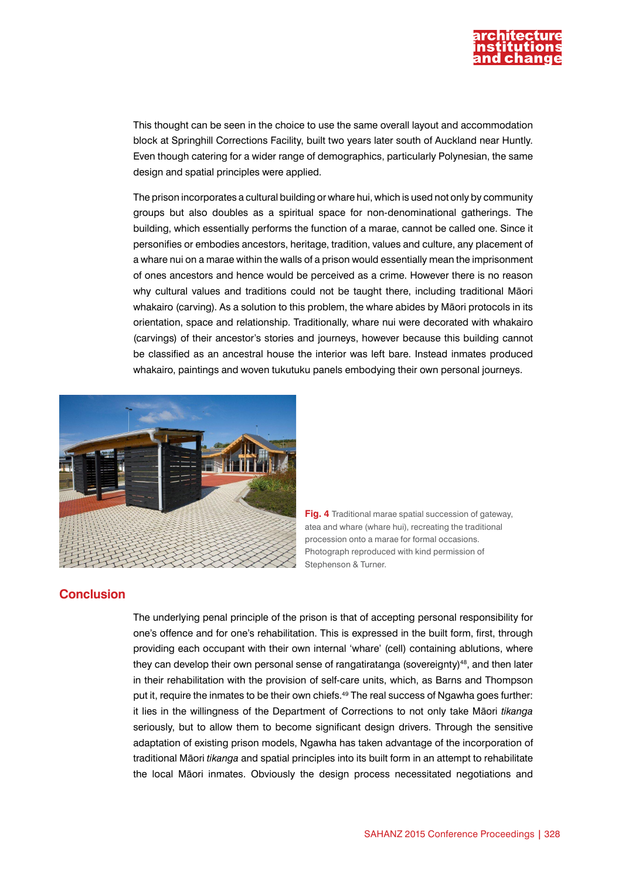This thought can be seen in the choice to use the same overall layout and accommodation block at Springhill Corrections Facility, built two years later south of Auckland near Huntly. Even though catering for a wider range of demographics, particularly Polynesian, the same design and spatial principles were applied.

The prison incorporates a cultural building or whare hui, which is used not only by community groups but also doubles as a spiritual space for non-denominational gatherings. The building, which essentially performs the function of a marae, cannot be called one. Since it personifies or embodies ancestors, heritage, tradition, values and culture, any placement of a whare nui on a marae within the walls of a prison would essentially mean the imprisonment of ones ancestors and hence would be perceived as a crime. However there is no reason why cultural values and traditions could not be taught there, including traditional Māori whakairo (carving). As a solution to this problem, the whare abides by Māori protocols in its orientation, space and relationship. Traditionally, whare nui were decorated with whakairo (carvings) of their ancestor's stories and journeys, however because this building cannot be classified as an ancestral house the interior was left bare. Instead inmates produced whakairo, paintings and woven tukutuku panels embodying their own personal journeys.

**Fig. 4** Traditional marae spatial succession of gateway, atea and whare (whare hui), recreating the traditional procession onto a marae for formal occasions. Photograph reproduced with kind permission of Stephenson & Turner.

## Conclusion

The underlying penal principle of the prison is that of accepting personal responsibility for one's offence and for one's rehabilitation. This is expressed in the built form, first, through providing each occupant with their own internal 'whare' (cell) containing ablutions, where they can develop their own personal sense of rangatiratanga (sovereignty)[48], and then later in their rehabilitation with the provision of self-care units, which, as Barns and Thompson put it, require the inmates to be their own chiefs.[49] The real success of Ngawha goes further: it lies in the willingness of the Department of Corrections to not only take Māori *tikanga* seriously, but to allow them to become significant design drivers. Through the sensitive adaptation of existing prison models, Ngawha has taken advantage of the incorporation of traditional Māori *tikanga* and spatial principles into its built form in an attempt to rehabilitate the local Māori inmates. Obviously the design process necessitated negotiations and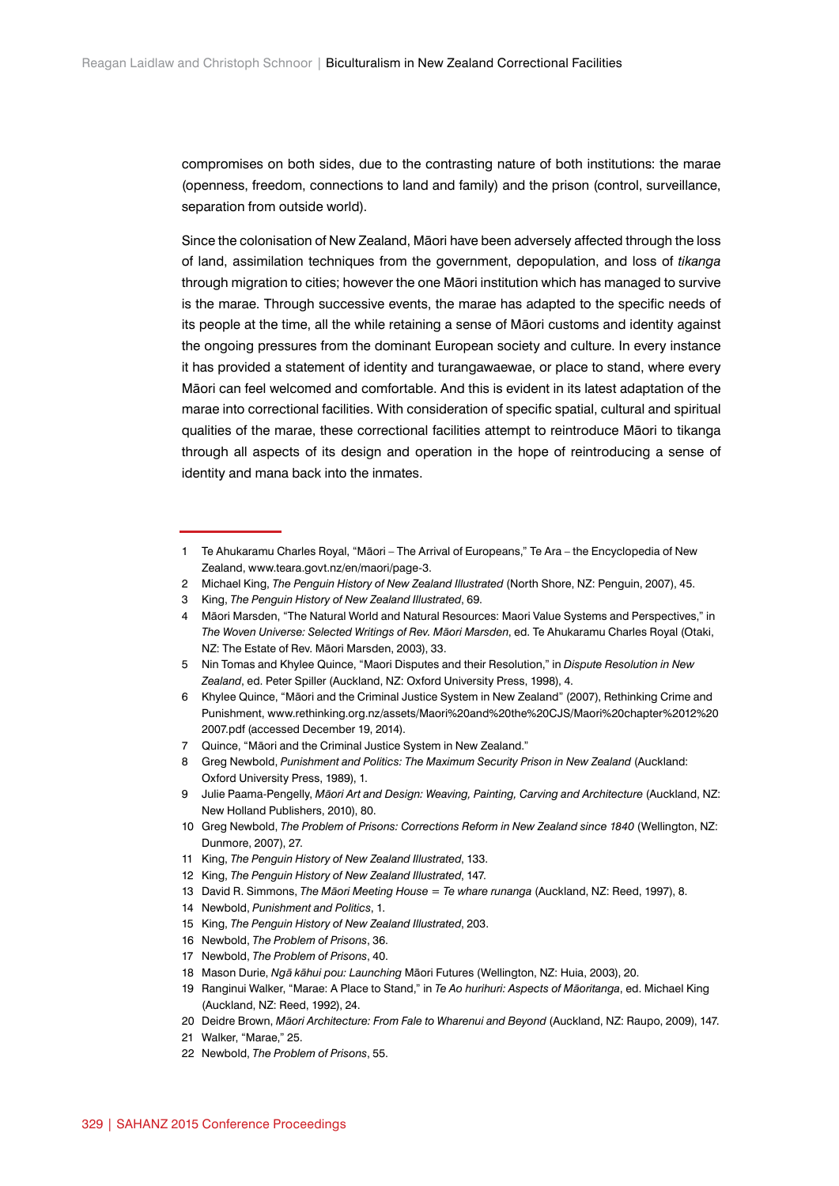compromises on both sides, due to the contrasting nature of both institutions: the marae (openness, freedom, connections to land and family) and the prison (control, surveillance, separation from outside world).

Since the colonisation of New Zealand, Māori have been adversely affected through the loss of land, assimilation techniques from the government, depopulation, and loss of *tikanga* through migration to cities; however the one Māori institution which has managed to survive is the marae. Through successive events, the marae has adapted to the specific needs of its people at the time, all the while retaining a sense of Māori customs and identity against the ongoing pressures from the dominant European society and culture. In every instance it has provided a statement of identity and turangawaewae, or place to stand, where every Māori can feel welcomed and comfortable. And this is evident in its latest adaptation of the marae into correctional facilities. With consideration of specific spatial, cultural and spiritual qualities of the marae, these correctional facilities attempt to reintroduce Māori to tikanga through all aspects of its design and operation in the hope of reintroducing a sense of identity and mana back into the inmates.

---

1 Te Ahukaramu Charles Royal, "Māori – The Arrival of Europeans," Te Ara – the Encyclopedia of New Zealand, www.teara.govt.nz/en/maori/page-3.

2 Michael King, *The Penguin History of New Zealand Illustrated* (North Shore, NZ: Penguin, 2007), 45.

3 King, *The Penguin History of New Zealand Illustrated*, 69.

4 Māori Marsden, "The Natural World and Natural Resources: Maori Value Systems and Perspectives," in *The Woven Universe: Selected Writings of Rev. Māori Marsden*, ed. Te Ahukaramu Charles Royal (Otaki, NZ: The Estate of Rev. Māori Marsden, 2003), 33.

5 Nin Tomas and Khylee Quince, "Maori Disputes and their Resolution," in *Dispute Resolution in New Zealand*, ed. Peter Spiller (Auckland, NZ: Oxford University Press, 1998), 4.

6 Khylee Quince, "Māori and the Criminal Justice System in New Zealand" (2007), Rethinking Crime and Punishment, www.rethinking.org.nz/assets/Maori%20and%20the%20CJS/Maori%20chapter%2012%20 2007.pdf (accessed December 19, 2014).

7 Quince, "Māori and the Criminal Justice System in New Zealand."

8 Greg Newbold, *Punishment and Politics: The Maximum Security Prison in New Zealand* (Auckland: Oxford University Press, 1989), 1.

9 Julie Paama-Pengelly, *Māori Art and Design: Weaving, Painting, Carving and Architecture* (Auckland, NZ: New Holland Publishers, 2010), 80.

10 Greg Newbold, *The Problem of Prisons: Corrections Reform in New Zealand since 1840* (Wellington, NZ: Dunmore, 2007), 27.

11 King, *The Penguin History of New Zealand Illustrated*, 133.

12 King, *The Penguin History of New Zealand Illustrated*, 147.

13 David R. Simmons, *The Māori Meeting House = Te whare runanga* (Auckland, NZ: Reed, 1997), 8.

14 Newbold, *Punishment and Politics*, 1.

15 King, *The Penguin History of New Zealand Illustrated*, 203.

16 Newbold, *The Problem of Prisons*, 36.

17 Newbold, *The Problem of Prisons*, 40.

18 Mason Durie, *Ngā kāhui pou: Launching* Māori Futures (Wellington, NZ: Huia, 2003), 20.

19 Ranginui Walker, "Marae: A Place to Stand," in *Te Ao hurihuri: Aspects of Māoritanga*, ed. Michael King (Auckland, NZ: Reed, 1992), 24.

20 Deidre Brown, *Māori Architecture: From Fale to Wharenui and Beyond* (Auckland, NZ: Raupo, 2009), 147.

21 Walker, "Marae," 25.

22 Newbold, *The Problem of Prisons*, 55.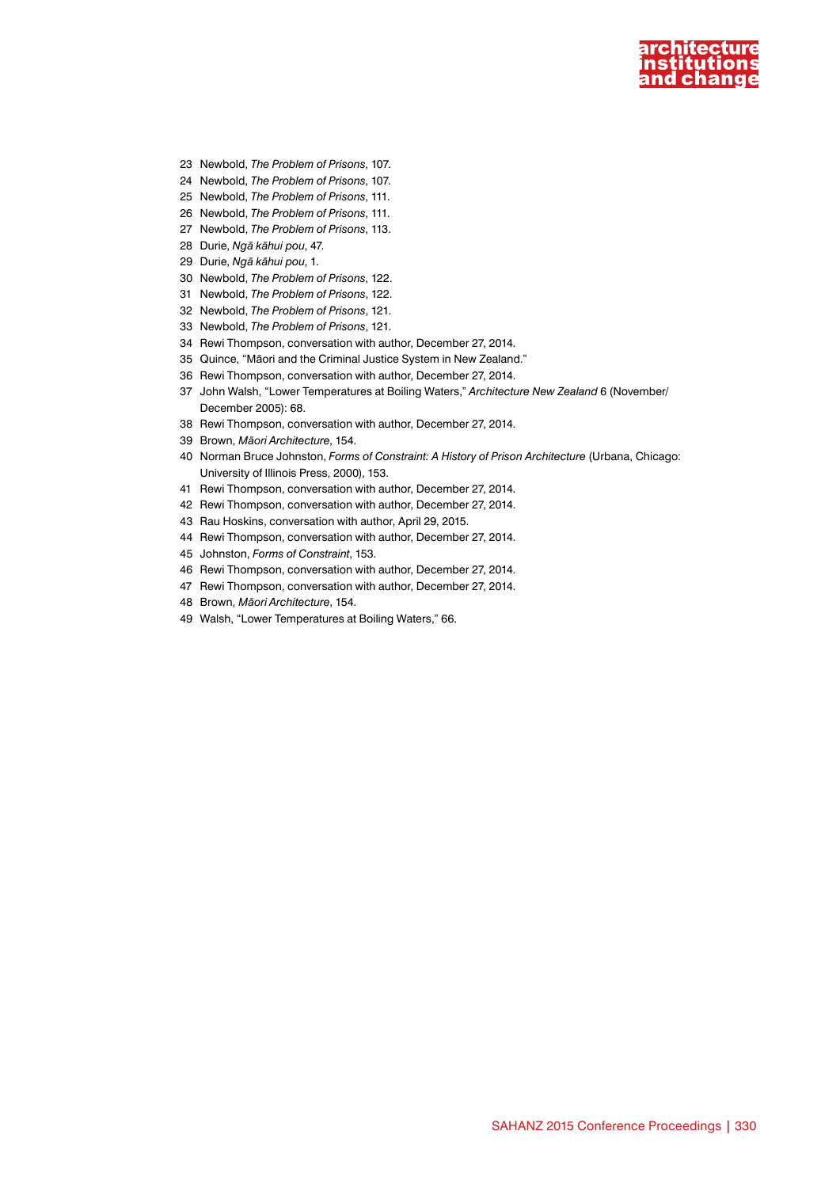23 Newbold, *The Problem of Prisons*, 107.
24 Newbold, *The Problem of Prisons*, 107.
25 Newbold, *The Problem of Prisons*, 111.
26 Newbold, *The Problem of Prisons*, 111.
27 Newbold, *The Problem of Prisons*, 113.
28 Durie, *Ngā kāhui pou*, 47.
29 Durie, *Ngā kāhui pou*, 1.
30 Newbold, *The Problem of Prisons*, 122.
31 Newbold, *The Problem of Prisons*, 122.
32 Newbold, *The Problem of Prisons*, 121.
33 Newbold, *The Problem of Prisons*, 121.
34 Rewi Thompson, conversation with author, December 27, 2014.
35 Quince, "Māori and the Criminal Justice System in New Zealand."
36 Rewi Thompson, conversation with author, December 27, 2014.
37 John Walsh, "Lower Temperatures at Boiling Waters," *Architecture New Zealand* 6 (November/December 2005): 68.
38 Rewi Thompson, conversation with author, December 27, 2014.
39 Brown, *Māori Architecture*, 154.
40 Norman Bruce Johnston, *Forms of Constraint: A History of Prison Architecture* (Urbana, Chicago: University of Illinois Press, 2000), 153.
41 Rewi Thompson, conversation with author, December 27, 2014.
42 Rewi Thompson, conversation with author, December 27, 2014.
43 Rau Hoskins, conversation with author, April 29, 2015.
44 Rewi Thompson, conversation with author, December 27, 2014.
45 Johnston, *Forms of Constraint*, 153.
46 Rewi Thompson, conversation with author, December 27, 2014.
47 Rewi Thompson, conversation with author, December 27, 2014.
48 Brown, *Māori Architecture*, 154.
49 Walsh, "Lower Temperatures at Boiling Waters," 66.